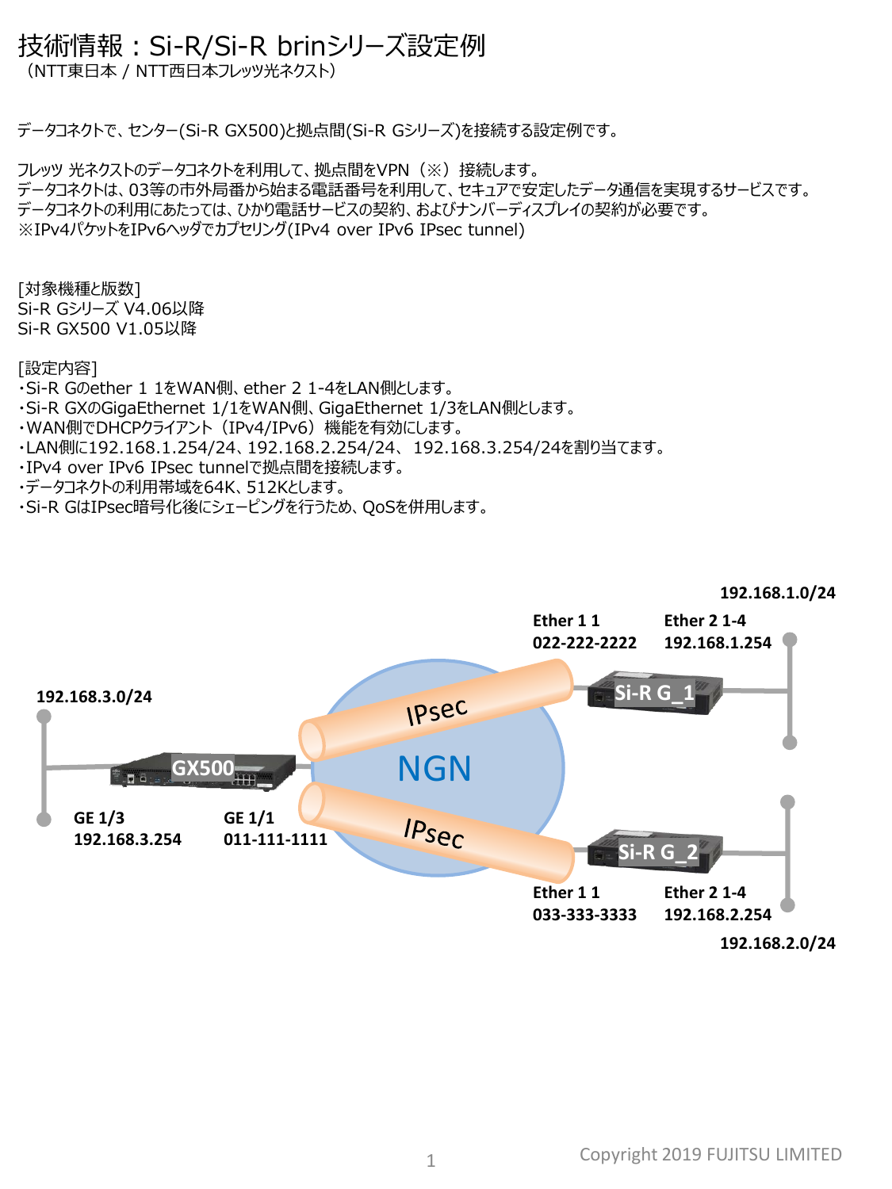# 技術情報：Si-R/Si-R brinシリーズ設定例

（NTT東日本 / NTT西日本フレッツ光ネクスト）

データコネクトで、センター(Si-R GX500)と拠点間(Si-R Gシリーズ)を接続する設定例です。

フレッツ 光ネクストのデータコネクトを利用して、拠点間をVPN（※）接続します。
データコネクトは、03等の市外局番から始まる電話番号を利用して、セキュアで安定したデータ通信を実現するサービスです。
データコネクトの利用にあたっては、ひかり電話サービスの契約、およびナンバーディスプレイの契約が必要です。
※IPv4パケットをIPv6ヘッダでカプセリング(IPv4 over IPv6 IPsec tunnel)

[対象機種と版数]
Si-R Gシリーズ V4.06以降
Si-R GX500 V1.05以降

[設定内容]
・Si-R Gのether 1 1をWAN側、ether 2 1-4をLAN側とします。
・Si-R GXのGigaEthernet 1/1をWAN側、GigaEthernet 1/3をLAN側とします。
・WAN側でDHCPクライアント（IPv4/IPv6）機能を有効にします。
・LAN側に192.168.1.254/24、192.168.2.254/24、 192.168.3.254/24を割り当てます。
・IPv4 over IPv6 IPsec tunnelで拠点間を接続します。
・データコネクトの利用帯域を64K、512Kとします。
・Si-R GはIPsec暗号化後にシェーピングを行うため、QoSを併用します。

192.168.1.0/24
Ether 1 1
022-222-2222
Ether 2 1-4
192.168.1.254
Si-R G_1

192.168.3.0/24
GX500
GE 1/3
192.168.3.254
GE 1/1
011-111-1111

IPsec
NGN
IPsec

Si-R G_2
Ether 1 1
033-333-3333
Ether 2 1-4
192.168.2.254
192.168.2.0/24

Copyright 2019 FUJITSU LIMITED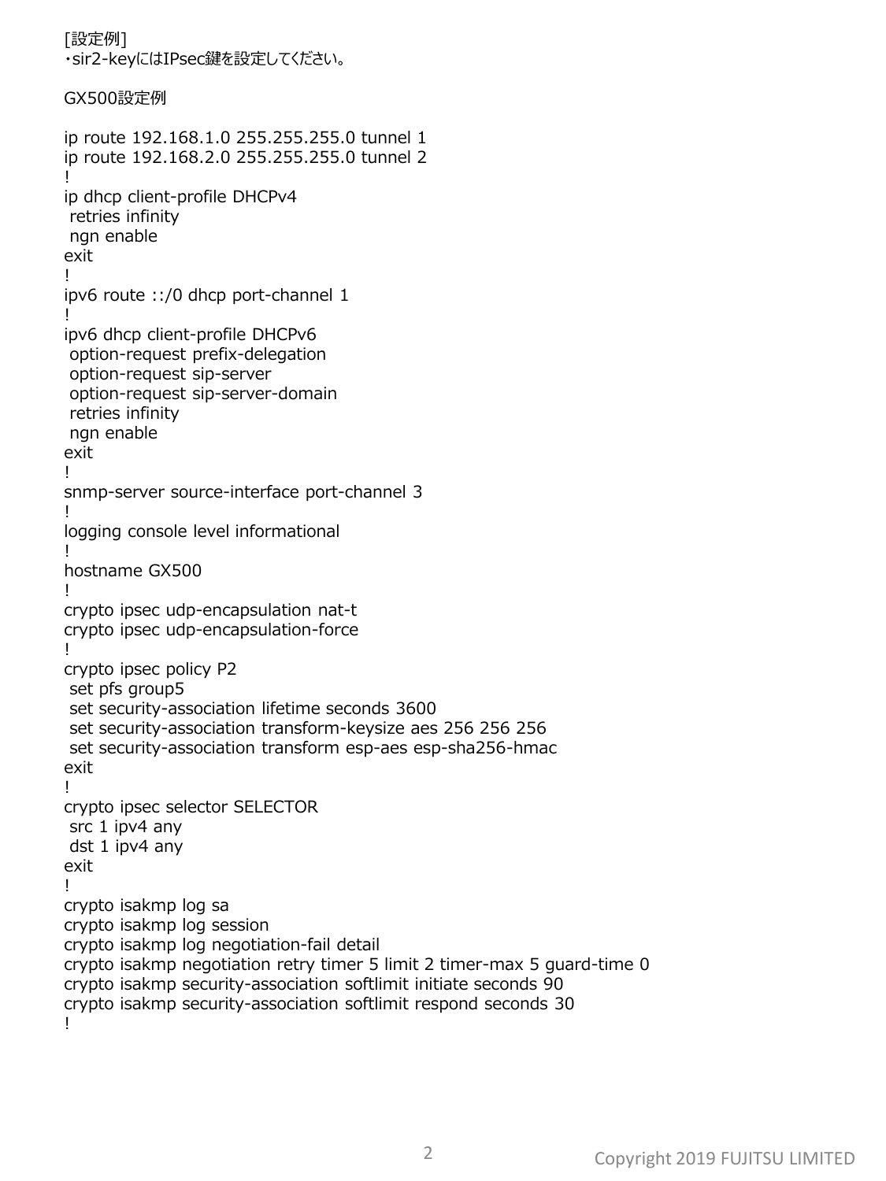[設定例]
・sir2-keyにはIPsec鍵を設定してください。

GX500設定例

```
ip route 192.168.1.0 255.255.255.0 tunnel 1
ip route 192.168.2.0 255.255.255.0 tunnel 2
!
ip dhcp client-profile DHCPv4
 retries infinity
 ngn enable
exit
!
ipv6 route ::/0 dhcp port-channel 1
!
ipv6 dhcp client-profile DHCPv6
 option-request prefix-delegation
 option-request sip-server
 option-request sip-server-domain
 retries infinity
 ngn enable
exit
!
snmp-server source-interface port-channel 3
!
logging console level informational
!
hostname GX500
!
crypto ipsec udp-encapsulation nat-t
crypto ipsec udp-encapsulation-force
!
crypto ipsec policy P2
 set pfs group5
 set security-association lifetime seconds 3600
 set security-association transform-keysize aes 256 256 256
 set security-association transform esp-aes esp-sha256-hmac
exit
!
crypto ipsec selector SELECTOR
 src 1 ipv4 any
 dst 1 ipv4 any
exit
!
crypto isakmp log sa
crypto isakmp log session
crypto isakmp log negotiation-fail detail
crypto isakmp negotiation retry timer 5 limit 2 timer-max 5 guard-time 0
crypto isakmp security-association softlimit initiate seconds 90
crypto isakmp security-association softlimit respond seconds 30
!
```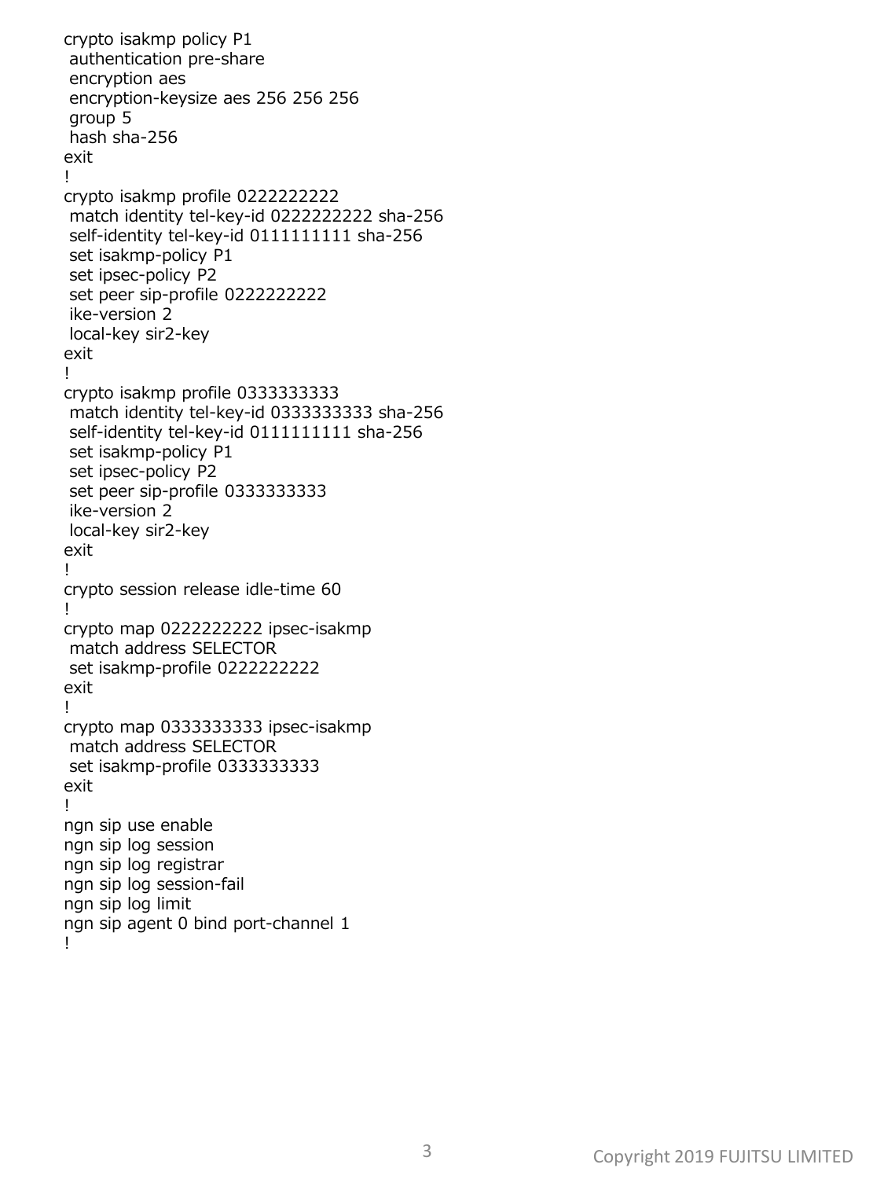```
crypto isakmp policy P1
 authentication pre-share
 encryption aes
 encryption-keysize aes 256 256 256
 group 5
 hash sha-256
exit
!
crypto isakmp profile 0222222222
 match identity tel-key-id 0222222222 sha-256
 self-identity tel-key-id 0111111111 sha-256
 set isakmp-policy P1
 set ipsec-policy P2
 set peer sip-profile 0222222222
 ike-version 2
 local-key sir2-key
exit
!
crypto isakmp profile 0333333333
 match identity tel-key-id 0333333333 sha-256
 self-identity tel-key-id 0111111111 sha-256
 set isakmp-policy P1
 set ipsec-policy P2
 set peer sip-profile 0333333333
 ike-version 2
 local-key sir2-key
exit
!
crypto session release idle-time 60
!
crypto map 0222222222 ipsec-isakmp
 match address SELECTOR
 set isakmp-profile 0222222222
exit
!
crypto map 0333333333 ipsec-isakmp
 match address SELECTOR
 set isakmp-profile 0333333333
exit
!
ngn sip use enable
ngn sip log session
ngn sip log registrar
ngn sip log session-fail
ngn sip log limit
ngn sip agent 0 bind port-channel 1
!
```

Copyright 2019 FUJITSU LIMITED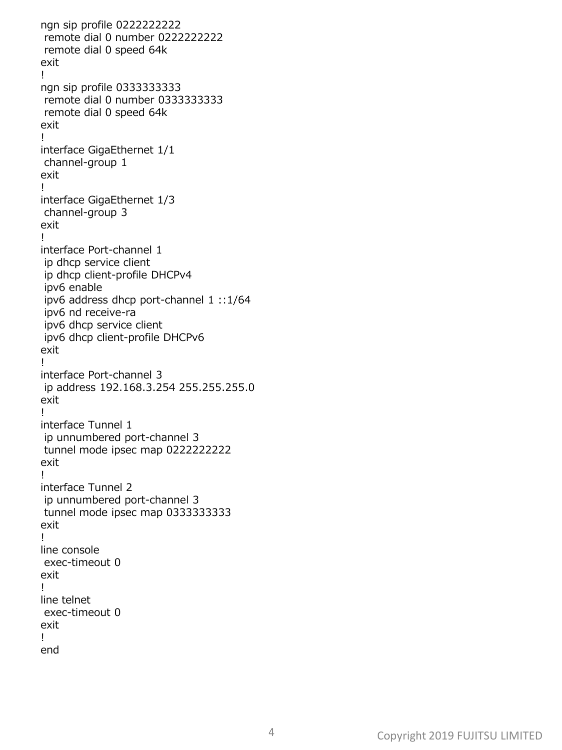```
ngn sip profile 0222222222
 remote dial 0 number 0222222222
 remote dial 0 speed 64k
exit
!
ngn sip profile 0333333333
 remote dial 0 number 0333333333
 remote dial 0 speed 64k
exit
!
interface GigaEthernet 1/1
 channel-group 1
exit
!
interface GigaEthernet 1/3
 channel-group 3
exit
!
interface Port-channel 1
 ip dhcp service client
 ip dhcp client-profile DHCPv4
 ipv6 enable
 ipv6 address dhcp port-channel 1 ::1/64
 ipv6 nd receive-ra
 ipv6 dhcp service client
 ipv6 dhcp client-profile DHCPv6
exit
!
interface Port-channel 3
 ip address 192.168.3.254 255.255.255.0
exit
!
interface Tunnel 1
 ip unnumbered port-channel 3
 tunnel mode ipsec map 0222222222
exit
!
interface Tunnel 2
 ip unnumbered port-channel 3
 tunnel mode ipsec map 0333333333
exit
!
line console
 exec-timeout 0
exit
!
line telnet
 exec-timeout 0
exit
!
end
```

Copyright 2019 FUJITSU LIMITED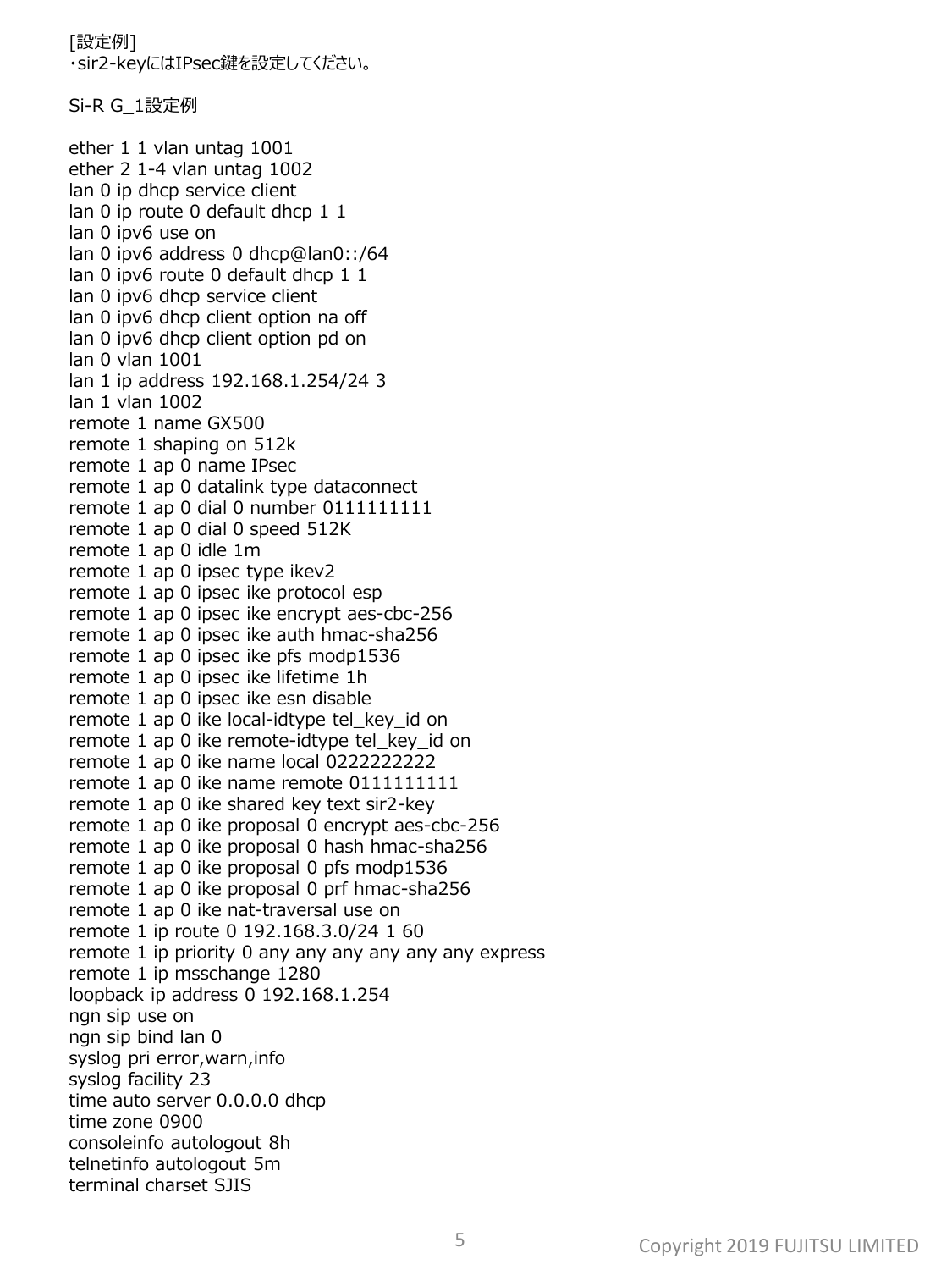[設定例]
・sir2-keyにはIPsec鍵を設定してください。

Si-R G_1設定例

```
ether 1 1 vlan untag 1001
ether 2 1-4 vlan untag 1002
lan 0 ip dhcp service client
lan 0 ip route 0 default dhcp 1 1
lan 0 ipv6 use on
lan 0 ipv6 address 0 dhcp@lan0::/64
lan 0 ipv6 route 0 default dhcp 1 1
lan 0 ipv6 dhcp service client
lan 0 ipv6 dhcp client option na off
lan 0 ipv6 dhcp client option pd on
lan 0 vlan 1001
lan 1 ip address 192.168.1.254/24 3
lan 1 vlan 1002
remote 1 name GX500
remote 1 shaping on 512k
remote 1 ap 0 name IPsec
remote 1 ap 0 datalink type dataconnect
remote 1 ap 0 dial 0 number 0111111111
remote 1 ap 0 dial 0 speed 512K
remote 1 ap 0 idle 1m
remote 1 ap 0 ipsec type ikev2
remote 1 ap 0 ipsec ike protocol esp
remote 1 ap 0 ipsec ike encrypt aes-cbc-256
remote 1 ap 0 ipsec ike auth hmac-sha256
remote 1 ap 0 ipsec ike pfs modp1536
remote 1 ap 0 ipsec ike lifetime 1h
remote 1 ap 0 ipsec ike esn disable
remote 1 ap 0 ike local-idtype tel_key_id on
remote 1 ap 0 ike remote-idtype tel_key_id on
remote 1 ap 0 ike name local 0222222222
remote 1 ap 0 ike name remote 0111111111
remote 1 ap 0 ike shared key text sir2-key
remote 1 ap 0 ike proposal 0 encrypt aes-cbc-256
remote 1 ap 0 ike proposal 0 hash hmac-sha256
remote 1 ap 0 ike proposal 0 pfs modp1536
remote 1 ap 0 ike proposal 0 prf hmac-sha256
remote 1 ap 0 ike nat-traversal use on
remote 1 ip route 0 192.168.3.0/24 1 60
remote 1 ip priority 0 any any any any any express
remote 1 ip msschange 1280
loopback ip address 0 192.168.1.254
ngn sip use on
ngn sip bind lan 0
syslog pri error,warn,info
syslog facility 23
time auto server 0.0.0.0 dhcp
time zone 0900
consoleinfo autologout 8h
telnetinfo autologout 5m
terminal charset SJIS
```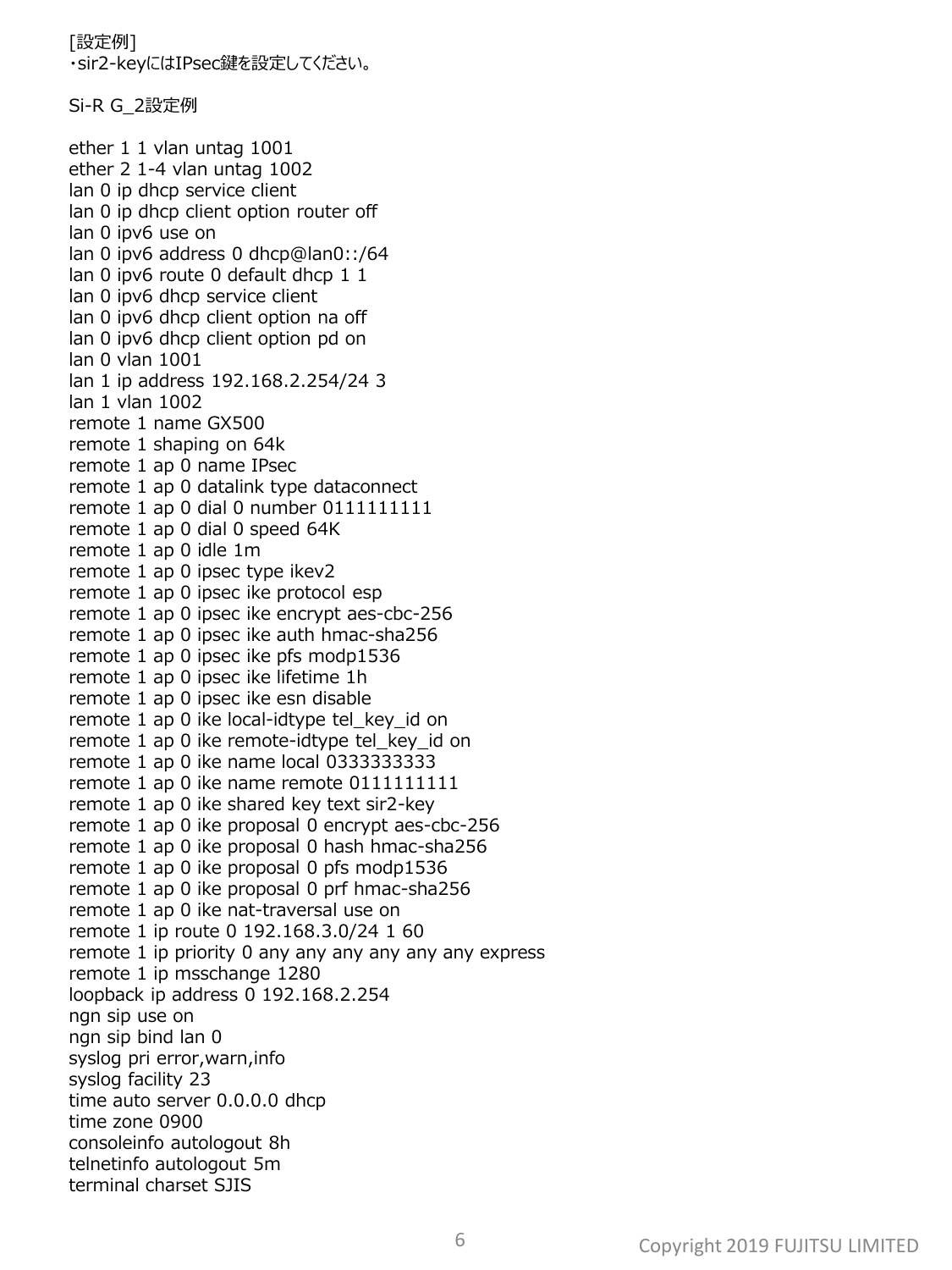[設定例]
・sir2-keyにはIPsec鍵を設定してください。

Si-R G_2設定例

```
ether 1 1 vlan untag 1001
ether 2 1-4 vlan untag 1002
lan 0 ip dhcp service client
lan 0 ip dhcp client option router off
lan 0 ipv6 use on
lan 0 ipv6 address 0 dhcp@lan0::/64
lan 0 ipv6 route 0 default dhcp 1 1
lan 0 ipv6 dhcp service client
lan 0 ipv6 dhcp client option na off
lan 0 ipv6 dhcp client option pd on
lan 0 vlan 1001
lan 1 ip address 192.168.2.254/24 3
lan 1 vlan 1002
remote 1 name GX500
remote 1 shaping on 64k
remote 1 ap 0 name IPsec
remote 1 ap 0 datalink type dataconnect
remote 1 ap 0 dial 0 number 0111111111
remote 1 ap 0 dial 0 speed 64K
remote 1 ap 0 idle 1m
remote 1 ap 0 ipsec type ikev2
remote 1 ap 0 ipsec ike protocol esp
remote 1 ap 0 ipsec ike encrypt aes-cbc-256
remote 1 ap 0 ipsec ike auth hmac-sha256
remote 1 ap 0 ipsec ike pfs modp1536
remote 1 ap 0 ipsec ike lifetime 1h
remote 1 ap 0 ipsec ike esn disable
remote 1 ap 0 ike local-idtype tel_key_id on
remote 1 ap 0 ike remote-idtype tel_key_id on
remote 1 ap 0 ike name local 0333333333
remote 1 ap 0 ike name remote 0111111111
remote 1 ap 0 ike shared key text sir2-key
remote 1 ap 0 ike proposal 0 encrypt aes-cbc-256
remote 1 ap 0 ike proposal 0 hash hmac-sha256
remote 1 ap 0 ike proposal 0 pfs modp1536
remote 1 ap 0 ike proposal 0 prf hmac-sha256
remote 1 ap 0 ike nat-traversal use on
remote 1 ip route 0 192.168.3.0/24 1 60
remote 1 ip priority 0 any any any any any express
remote 1 ip msschange 1280
loopback ip address 0 192.168.2.254
ngn sip use on
ngn sip bind lan 0
syslog pri error,warn,info
syslog facility 23
time auto server 0.0.0.0 dhcp
time zone 0900
consoleinfo autologout 8h
telnetinfo autologout 5m
terminal charset SJIS
```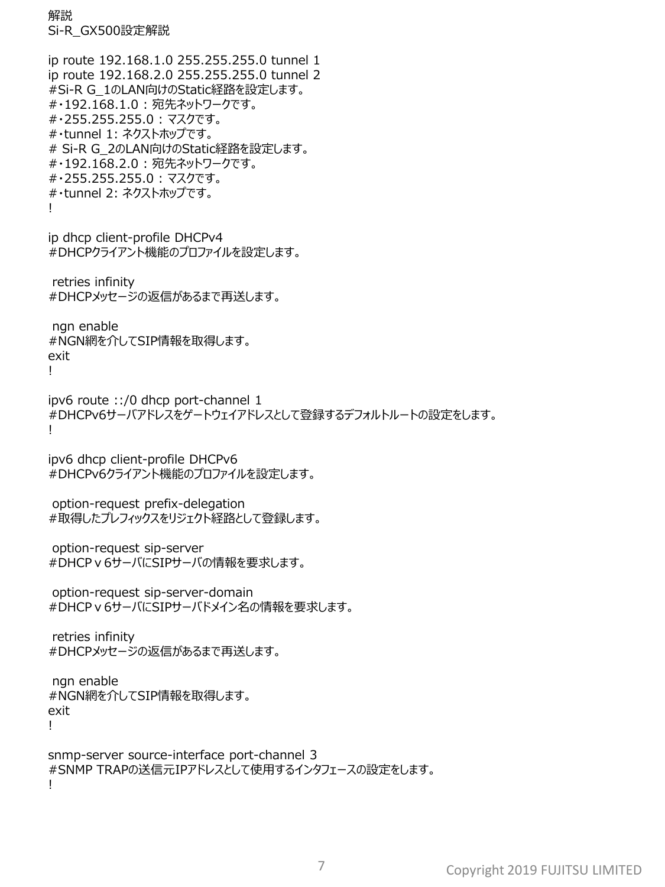解説
Si-R_GX500設定解説

```
ip route 192.168.1.0 255.255.255.0 tunnel 1
ip route 192.168.2.0 255.255.255.0 tunnel 2
#Si-R G_1のLAN向けのStatic経路を設定します。
#・192.168.1.0 : 宛先ネットワークです。
#・255.255.255.0 : マスクです。
#・tunnel 1: ネクストホップです。
# Si-R G_2のLAN向けのStatic経路を設定します。
#・192.168.2.0 : 宛先ネットワークです。
#・255.255.255.0 : マスクです。
#・tunnel 2: ネクストホップです。
!

ip dhcp client-profile DHCPv4
#DHCPクライアント機能のプロファイルを設定します。

 retries infinity
#DHCPメッセージの返信があるまで再送します。

 ngn enable
#NGN網を介してSIP情報を取得します。
exit
!

ipv6 route ::/0 dhcp port-channel 1
#DHCPv6サーバアドレスをゲートウェイアドレスとして登録するデフォルトルートの設定をします。
!

ipv6 dhcp client-profile DHCPv6
#DHCPv6クライアント機能のプロファイルを設定します。

 option-request prefix-delegation
#取得したプレフィックスをリジェクト経路として登録します。

 option-request sip-server
#DHCPｖ6サーバにSIPサーバの情報を要求します。

 option-request sip-server-domain
#DHCPｖ6サーバにSIPサーバドメイン名の情報を要求します。

 retries infinity
#DHCPメッセージの返信があるまで再送します。

 ngn enable
#NGN網を介してSIP情報を取得します。
exit
!

snmp-server source-interface port-channel 3
#SNMP TRAPの送信元IPアドレスとして使用するインタフェースの設定をします。
!
```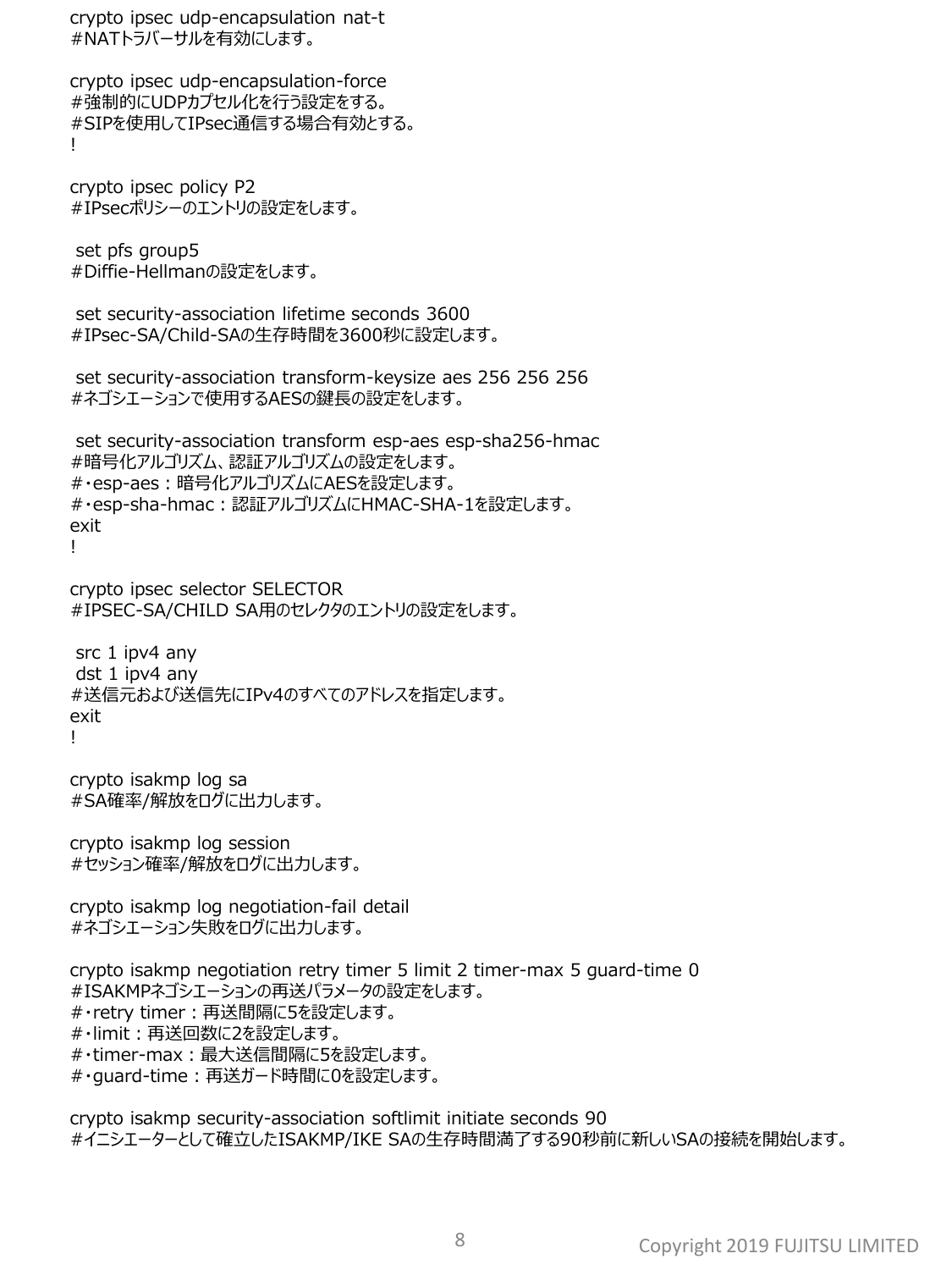```
crypto ipsec udp-encapsulation nat-t
#NATトラバーサルを有効にします。

crypto ipsec udp-encapsulation-force
#強制的にUDPカプセル化を行う設定をする。
#SIPを使用してIPsec通信する場合有効とする。
!

crypto ipsec policy P2
#IPsecポリシーのエントリの設定をします。

 set pfs group5
#Diffie-Hellmanの設定をします。

 set security-association lifetime seconds 3600
#IPsec-SA/Child-SAの生存時間を3600秒に設定します。

 set security-association transform-keysize aes 256 256 256
#ネゴシエーションで使用するAESの鍵長の設定をします。

 set security-association transform esp-aes esp-sha256-hmac
#暗号化アルゴリズム、認証アルゴリズムの設定をします。
#・esp-aes : 暗号化アルゴリズムにAESを設定します。
#・esp-sha-hmac : 認証アルゴリズムにHMAC-SHA-1を設定します。
exit
!

crypto ipsec selector SELECTOR
#IPSEC-SA/CHILD SA用のセレクタのエントリの設定をします。

 src 1 ipv4 any
 dst 1 ipv4 any
#送信元および送信先にIPv4のすべてのアドレスを指定します。
exit
!

crypto isakmp log sa
#SA確率/解放をログに出力します。

crypto isakmp log session
#セッション確率/解放をログに出力します。

crypto isakmp log negotiation-fail detail
#ネゴシエーション失敗をログに出力します。

crypto isakmp negotiation retry timer 5 limit 2 timer-max 5 guard-time 0
#ISAKMPネゴシエーションの再送パラメータの設定をします。
#・retry timer : 再送間隔に5を設定します。
#・limit : 再送回数に2を設定します。
#・timer-max : 最大送信間隔に5を設定します。
#・guard-time : 再送ガード時間に0を設定します。

crypto isakmp security-association softlimit initiate seconds 90
#イニシエーターとして確立したISAKMP/IKE SAの生存時間満了する90秒前に新しいSAの接続を開始します。
```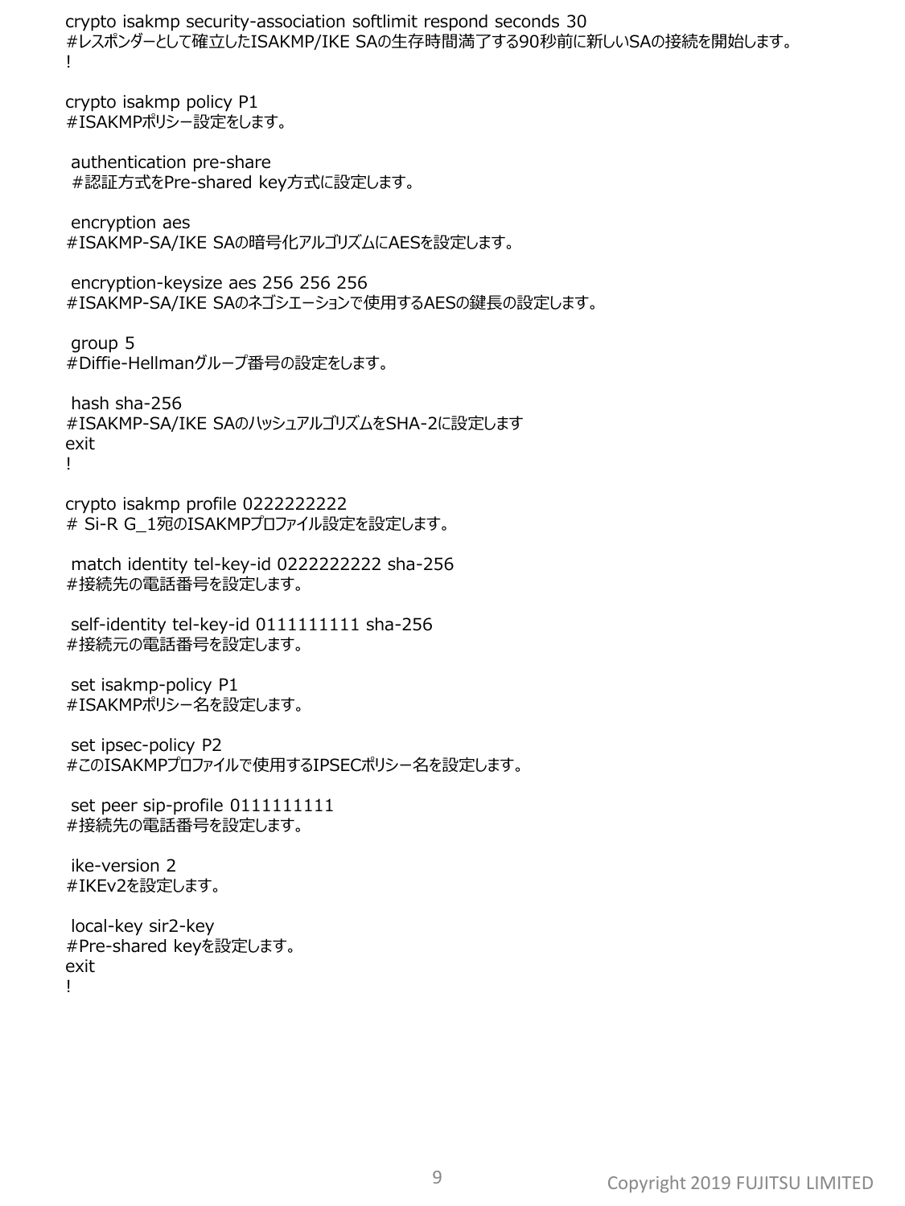```
crypto isakmp security-association softlimit respond seconds 30
#レスポンダーとして確立したISAKMP/IKE SAの生存時間満了する90秒前に新しいSAの接続を開始します。
!

crypto isakmp policy P1
#ISAKMPポリシー設定をします。

 authentication pre-share
 #認証方式をPre-shared key方式に設定します。

 encryption aes
#ISAKMP-SA/IKE SAの暗号化アルゴリズムにAESを設定します。

 encryption-keysize aes 256 256 256
#ISAKMP-SA/IKE SAのネゴシエーションで使用するAESの鍵長の設定します。

 group 5
#Diffie-Hellmanグループ番号の設定をします。

 hash sha-256
#ISAKMP-SA/IKE SAのハッシュアルゴリズムをSHA-2に設定します
exit
!

crypto isakmp profile 0222222222
# Si-R G_1宛のISAKMPプロファイル設定を設定します。

 match identity tel-key-id 0222222222 sha-256
#接続先の電話番号を設定します。

 self-identity tel-key-id 0111111111 sha-256
#接続元の電話番号を設定します。

 set isakmp-policy P1
#ISAKMPポリシー名を設定します。

 set ipsec-policy P2
#このISAKMPプロファイルで使用するIPSECポリシー名を設定します。

 set peer sip-profile 0111111111
#接続先の電話番号を設定します。

 ike-version 2
#IKEv2を設定します。

 local-key sir2-key
#Pre-shared keyを設定します。
exit
!
```

Copyright 2019 FUJITSU LIMITED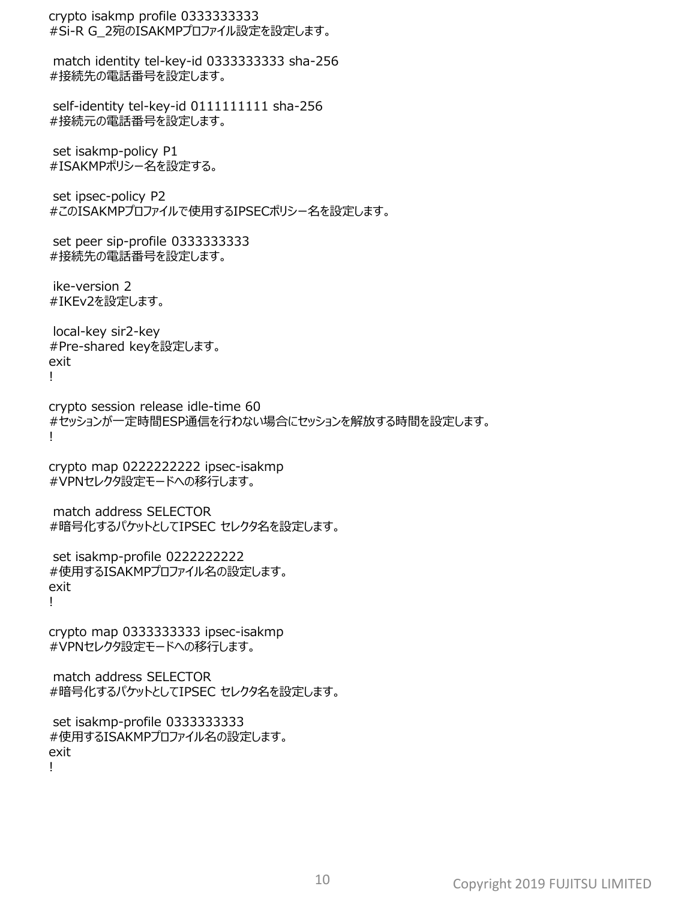```
crypto isakmp profile 0333333333
#Si-R G_2宛のISAKMPプロファイル設定を設定します。

 match identity tel-key-id 0333333333 sha-256
#接続先の電話番号を設定します。

 self-identity tel-key-id 0111111111 sha-256
#接続元の電話番号を設定します。

 set isakmp-policy P1
#ISAKMPポリシー名を設定する。

 set ipsec-policy P2
#このISAKMPプロファイルで使用するIPSECポリシー名を設定します。

 set peer sip-profile 0333333333
#接続先の電話番号を設定します。

 ike-version 2
#IKEv2を設定します。

 local-key sir2-key
#Pre-shared keyを設定します。
exit
!

crypto session release idle-time 60
#セッションが一定時間ESP通信を行わない場合にセッションを解放する時間を設定します。
!

crypto map 0222222222 ipsec-isakmp
#VPNセレクタ設定モードへの移行します。

 match address SELECTOR
#暗号化するパケットとしてIPSEC セレクタ名を設定します。

 set isakmp-profile 0222222222
#使用するISAKMPプロファイル名の設定します。
exit
!

crypto map 0333333333 ipsec-isakmp
#VPNセレクタ設定モードへの移行します。

 match address SELECTOR
#暗号化するパケットとしてIPSEC セレクタ名を設定します。

 set isakmp-profile 0333333333
#使用するISAKMPプロファイル名の設定します。
exit
!
```

Copyright 2019 FUJITSU LIMITED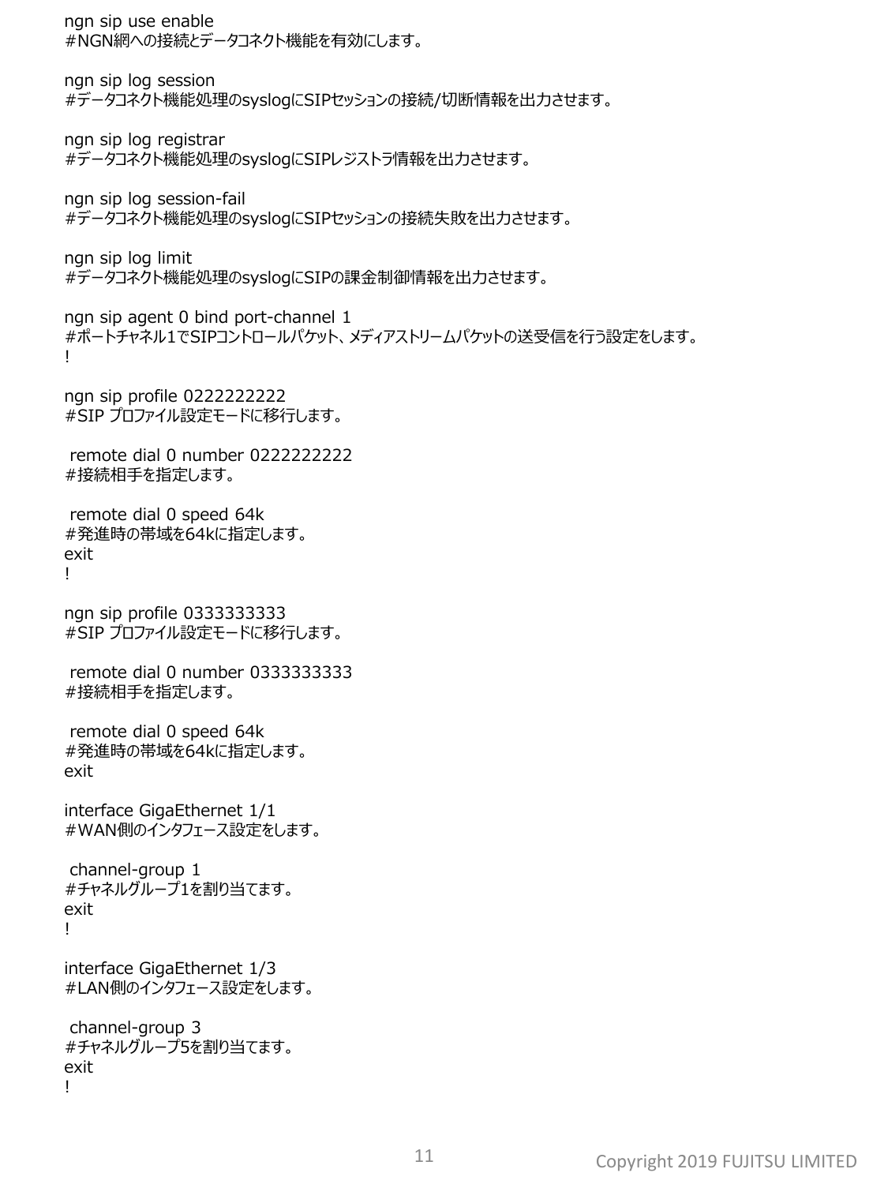```
ngn sip use enable
#NGN網への接続とデータコネクト機能を有効にします。

ngn sip log session
#データコネクト機能処理のsyslogにSIPセッションの接続/切断情報を出力させます。

ngn sip log registrar
#データコネクト機能処理のsyslogにSIPレジストラ情報を出力させます。

ngn sip log session-fail
#データコネクト機能処理のsyslogにSIPセッションの接続失敗を出力させます。

ngn sip log limit
#データコネクト機能処理のsyslogにSIPの課金制御情報を出力させます。

ngn sip agent 0 bind port-channel 1
#ポートチャネル1でSIPコントロールパケット、メディアストリームパケットの送受信を行う設定をします。
!

ngn sip profile 0222222222
#SIP プロファイル設定モードに移行します。

 remote dial 0 number 0222222222
#接続相手を指定します。

 remote dial 0 speed 64k
#発進時の帯域を64kに指定します。
exit
!

ngn sip profile 0333333333
#SIP プロファイル設定モードに移行します。

 remote dial 0 number 0333333333
#接続相手を指定します。

 remote dial 0 speed 64k
#発進時の帯域を64kに指定します。
exit

interface GigaEthernet 1/1
#WAN側のインタフェース設定をします。

 channel-group 1
#チャネルグループ1を割り当てます。
exit
!

interface GigaEthernet 1/3
#LAN側のインタフェース設定をします。

 channel-group 3
#チャネルグループ5を割り当てます。
exit
!
```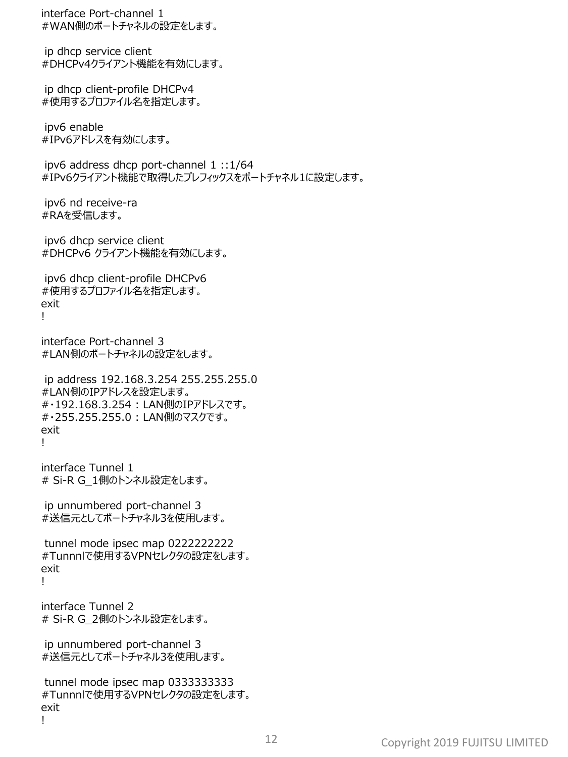```
interface Port-channel 1
#WAN側のポートチャネルの設定をします。

 ip dhcp service client
#DHCPv4クライアント機能を有効にします。

 ip dhcp client-profile DHCPv4
#使用するプロファイル名を指定します。

 ipv6 enable
#IPv6アドレスを有効にします。

 ipv6 address dhcp port-channel 1 ::1/64
#IPv6クライアント機能で取得したプレフィックスをポートチャネル1に設定します。

 ipv6 nd receive-ra
#RAを受信します。

 ipv6 dhcp service client
#DHCPv6 クライアント機能を有効にします。

 ipv6 dhcp client-profile DHCPv6
#使用するプロファイル名を指定します。
exit
!

interface Port-channel 3
#LAN側のポートチャネルの設定をします。

 ip address 192.168.3.254 255.255.255.0
#LAN側のIPアドレスを設定します。
#・192.168.3.254 : LAN側のIPアドレスです。
#・255.255.255.0 : LAN側のマスクです。
exit
!

interface Tunnel 1
# Si-R G_1側のトンネル設定をします。

 ip unnumbered port-channel 3
#送信元としてポートチャネル3を使用します。

 tunnel mode ipsec map 0222222222
#Tunnnlで使用するVPNセレクタの設定をします。
exit
!

interface Tunnel 2
# Si-R G_2側のトンネル設定をします。

 ip unnumbered port-channel 3
#送信元としてポートチャネル3を使用します。

 tunnel mode ipsec map 0333333333
#Tunnnlで使用するVPNセレクタの設定をします。
exit
!
```

Copyright 2019 FUJITSU LIMITED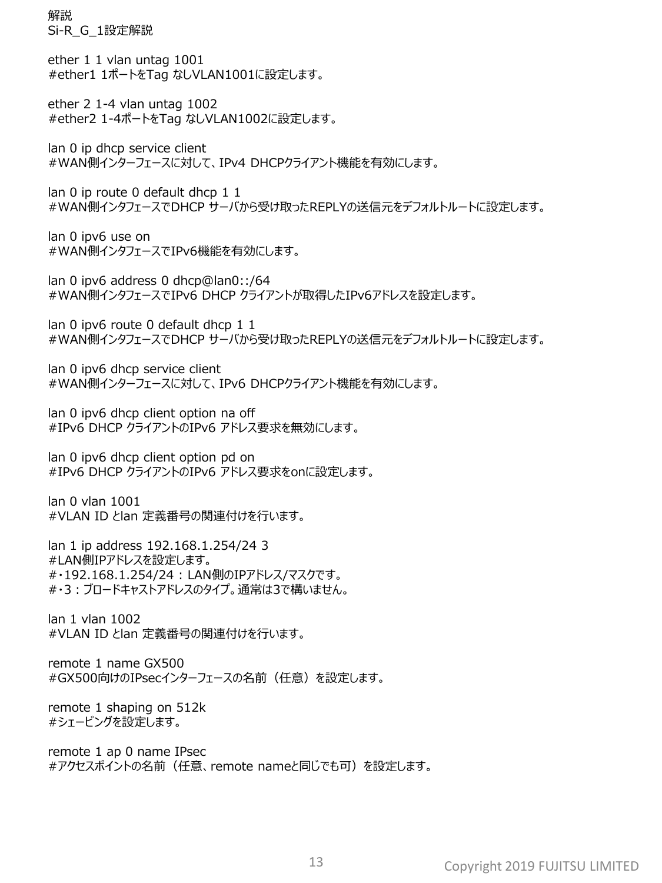解説

Si-R_G_1設定解説

ether 1 1 vlan untag 1001
#ether1 1ポートをTag なしVLAN1001に設定します。

ether 2 1-4 vlan untag 1002
#ether2 1-4ポートをTag なしVLAN1002に設定します。

lan 0 ip dhcp service client
#WAN側インターフェースに対して、IPv4 DHCPクライアント機能を有効にします。

lan 0 ip route 0 default dhcp 1 1
#WAN側インタフェースでDHCP サーバから受け取ったREPLYの送信元をデフォルトルートに設定します。

lan 0 ipv6 use on
#WAN側インタフェースでIPv6機能を有効にします。

lan 0 ipv6 address 0 dhcp@lan0::/64
#WAN側インタフェースでIPv6 DHCP クライアントが取得したIPv6アドレスを設定します。

lan 0 ipv6 route 0 default dhcp 1 1
#WAN側インタフェースでDHCP サーバから受け取ったREPLYの送信元をデフォルトルートに設定します。

lan 0 ipv6 dhcp service client
#WAN側インターフェースに対して、IPv6 DHCPクライアント機能を有効にします。

lan 0 ipv6 dhcp client option na off
#IPv6 DHCP クライアントのIPv6 アドレス要求を無効にします。

lan 0 ipv6 dhcp client option pd on
#IPv6 DHCP クライアントのIPv6 アドレス要求をonに設定します。

lan 0 vlan 1001
#VLAN ID とlan 定義番号の関連付けを行います。

lan 1 ip address 192.168.1.254/24 3
#LAN側IPアドレスを設定します。
#・192.168.1.254/24 : LAN側のIPアドレス/マスクです。
#・3 : ブロードキャストアドレスのタイプ。通常は3で構いません。

lan 1 vlan 1002
#VLAN ID とlan 定義番号の関連付けを行います。

remote 1 name GX500
#GX500向けのIPsecインターフェースの名前（任意）を設定します。

remote 1 shaping on 512k
#シェーピングを設定します。

remote 1 ap 0 name IPsec
#アクセスポイントの名前（任意、remote nameと同じでも可）を設定します。

Copyright 2019 FUJITSU LIMITED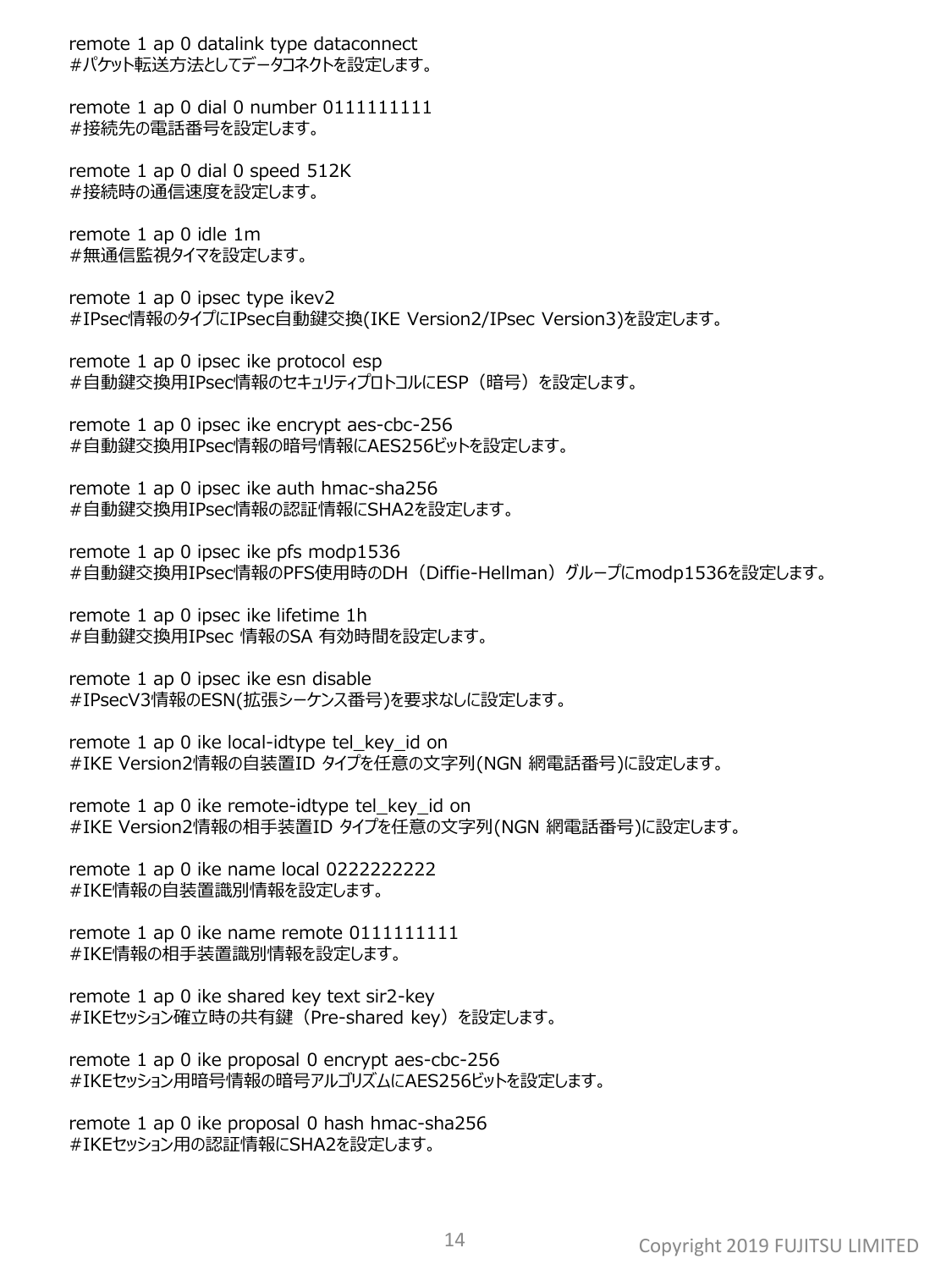remote 1 ap 0 datalink type dataconnect
#パケット転送方法としてデータコネクトを設定します。

remote 1 ap 0 dial 0 number 0111111111
#接続先の電話番号を設定します。

remote 1 ap 0 dial 0 speed 512K
#接続時の通信速度を設定します。

remote 1 ap 0 idle 1m
#無通信監視タイマを設定します。

remote 1 ap 0 ipsec type ikev2
#IPsec情報のタイプにIPsec自動鍵交換(IKE Version2/IPsec Version3)を設定します。

remote 1 ap 0 ipsec ike protocol esp
#自動鍵交換用IPsec情報のセキュリティプロトコルにESP（暗号）を設定します。

remote 1 ap 0 ipsec ike encrypt aes-cbc-256
#自動鍵交換用IPsec情報の暗号情報にAES256ビットを設定します。

remote 1 ap 0 ipsec ike auth hmac-sha256
#自動鍵交換用IPsec情報の認証情報にSHA2を設定します。

remote 1 ap 0 ipsec ike pfs modp1536
#自動鍵交換用IPsec情報のPFS使用時のDH（Diffie-Hellman）グループにmodp1536を設定します。

remote 1 ap 0 ipsec ike lifetime 1h
#自動鍵交換用IPsec 情報のSA 有効時間を設定します。

remote 1 ap 0 ipsec ike esn disable
#IPsecV3情報のESN(拡張シーケンス番号)を要求なしに設定します。

remote 1 ap 0 ike local-idtype tel_key_id on
#IKE Version2情報の自装置ID タイプを任意の文字列(NGN 網電話番号)に設定します。

remote 1 ap 0 ike remote-idtype tel_key_id on
#IKE Version2情報の相手装置ID タイプを任意の文字列(NGN 網電話番号)に設定します。

remote 1 ap 0 ike name local 0222222222
#IKE情報の自装置識別情報を設定します。

remote 1 ap 0 ike name remote 0111111111
#IKE情報の相手装置識別情報を設定します。

remote 1 ap 0 ike shared key text sir2-key
#IKEセッション確立時の共有鍵（Pre-shared key）を設定します。

remote 1 ap 0 ike proposal 0 encrypt aes-cbc-256
#IKEセッション用暗号情報の暗号アルゴリズムにAES256ビットを設定します。

remote 1 ap 0 ike proposal 0 hash hmac-sha256
#IKEセッション用の認証情報にSHA2を設定します。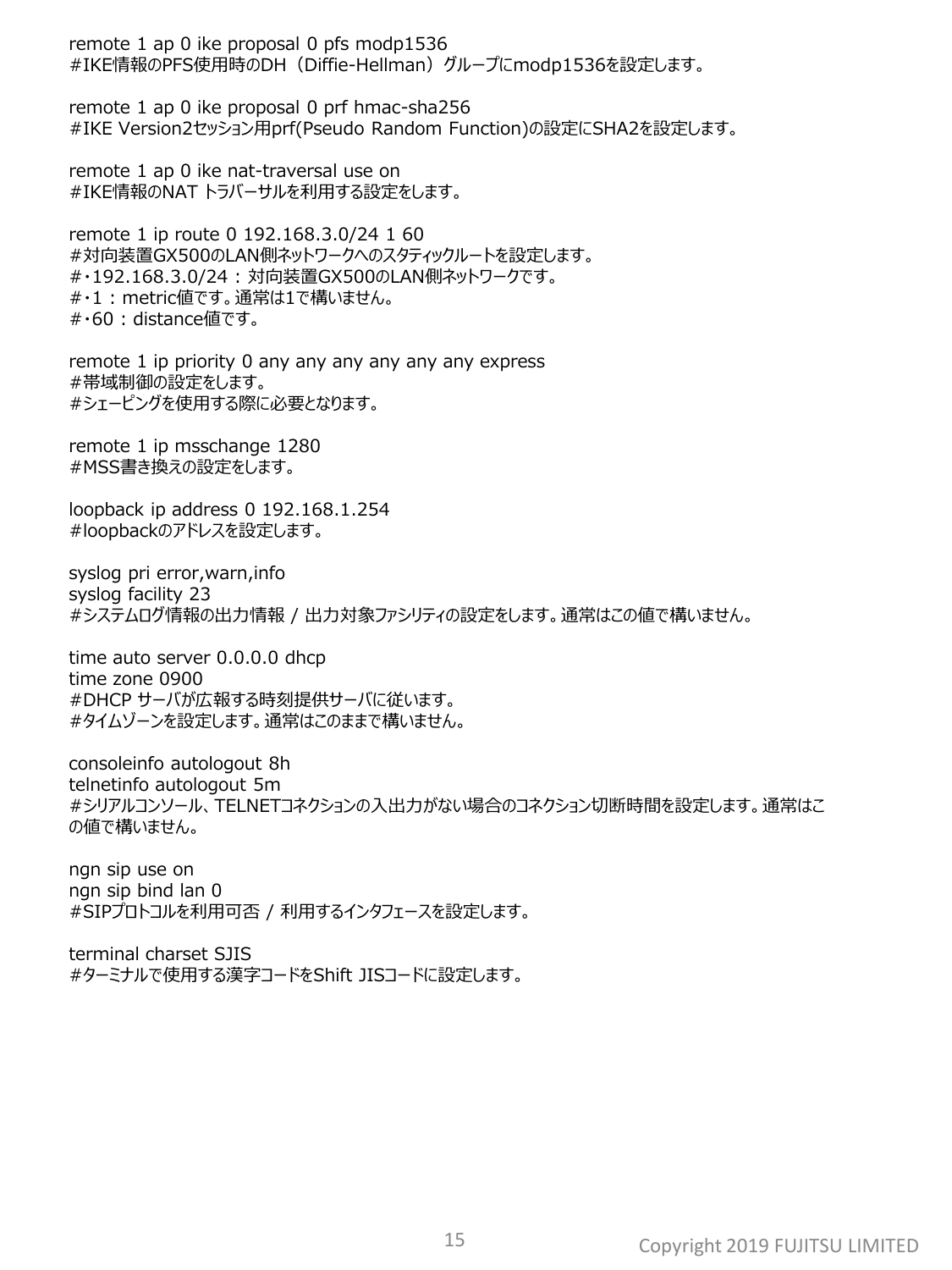remote 1 ap 0 ike proposal 0 pfs modp1536
#IKE情報のPFS使用時のDH（Diffie-Hellman）グループにmodp1536を設定します。

remote 1 ap 0 ike proposal 0 prf hmac-sha256
#IKE Version2セッション用prf(Pseudo Random Function)の設定にSHA2を設定します。

remote 1 ap 0 ike nat-traversal use on
#IKE情報のNAT トラバーサルを利用する設定をします。

remote 1 ip route 0 192.168.3.0/24 1 60
#対向装置GX500のLAN側ネットワークへのスタティックルートを設定します。
#・192.168.3.0/24：対向装置GX500のLAN側ネットワークです。
#・1：metric値です。通常は1で構いません。
#・60：distance値です。

remote 1 ip priority 0 any any any any any any express
#帯域制御の設定をします。
#シェーピングを使用する際に必要となります。

remote 1 ip msschange 1280
#MSS書き換えの設定をします。

loopback ip address 0 192.168.1.254
#loopbackのアドレスを設定します。

syslog pri error,warn,info
syslog facility 23
#システムログ情報の出力情報 / 出力対象ファシリティの設定をします。通常はこの値で構いません。

time auto server 0.0.0.0 dhcp
time zone 0900
#DHCP サーバが広報する時刻提供サーバに従います。
#タイムゾーンを設定します。通常はこのままで構いません。

consoleinfo autologout 8h
telnetinfo autologout 5m
#シリアルコンソール、TELNETコネクションの入出力がない場合のコネクション切断時間を設定します。通常はこの値で構いません。

ngn sip use on
ngn sip bind lan 0
#SIPプロトコルを利用可否 / 利用するインタフェースを設定します。

terminal charset SJIS
#ターミナルで使用する漢字コードをShift JISコードに設定します。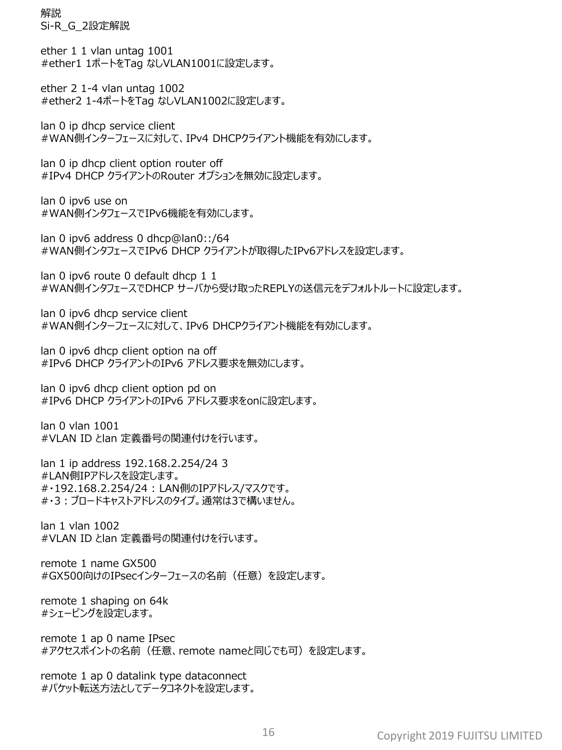解説
Si-R_G_2設定解説

ether 1 1 vlan untag 1001
#ether1 1ポートをTag なしVLAN1001に設定します。

ether 2 1-4 vlan untag 1002
#ether2 1-4ポートをTag なしVLAN1002に設定します。

lan 0 ip dhcp service client
#WAN側インターフェースに対して、IPv4 DHCPクライアント機能を有効にします。

lan 0 ip dhcp client option router off
#IPv4 DHCP クライアントのRouter オプションを無効に設定します。

lan 0 ipv6 use on
#WAN側インタフェースでIPv6機能を有効にします。

lan 0 ipv6 address 0 dhcp@lan0::/64
#WAN側インタフェースでIPv6 DHCP クライアントが取得したIPv6アドレスを設定します。

lan 0 ipv6 route 0 default dhcp 1 1
#WAN側インタフェースでDHCP サーバから受け取ったREPLYの送信元をデフォルトルートに設定します。

lan 0 ipv6 dhcp service client
#WAN側インターフェースに対して、IPv6 DHCPクライアント機能を有効にします。

lan 0 ipv6 dhcp client option na off
#IPv6 DHCP クライアントのIPv6 アドレス要求を無効にします。

lan 0 ipv6 dhcp client option pd on
#IPv6 DHCP クライアントのIPv6 アドレス要求をonに設定します。

lan 0 vlan 1001
#VLAN ID とlan 定義番号の関連付けを行います。

lan 1 ip address 192.168.2.254/24 3
#LAN側IPアドレスを設定します。
#・192.168.2.254/24 : LAN側のIPアドレス/マスクです。
#・3 : ブロードキャストアドレスのタイプ。通常は3で構いません。

lan 1 vlan 1002
#VLAN ID とlan 定義番号の関連付けを行います。

remote 1 name GX500
#GX500向けのIPsecインターフェースの名前（任意）を設定します。

remote 1 shaping on 64k
#シェーピングを設定します。

remote 1 ap 0 name IPsec
#アクセスポイントの名前（任意、remote nameと同じでも可）を設定します。

remote 1 ap 0 datalink type dataconnect
#パケット転送方法としてデータコネクトを設定します。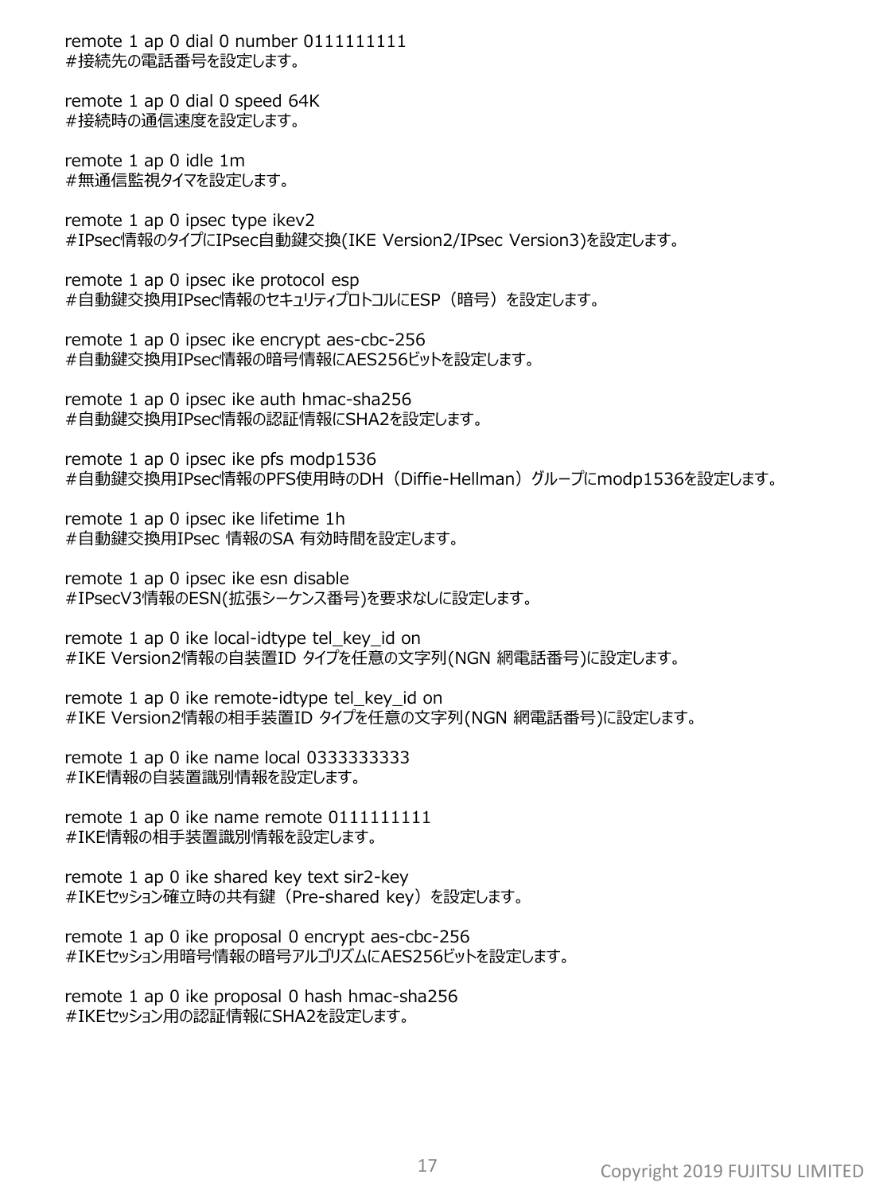remote 1 ap 0 dial 0 number 0111111111
#接続先の電話番号を設定します。

remote 1 ap 0 dial 0 speed 64K
#接続時の通信速度を設定します。

remote 1 ap 0 idle 1m
#無通信監視ﾀｲﾏを設定します。

remote 1 ap 0 ipsec type ikev2
#IPsec情報のﾀｲﾌﾟにIPsec自動鍵交換(IKE Version2/IPsec Version3)を設定します。

remote 1 ap 0 ipsec ike protocol esp
#自動鍵交換用IPsec情報のｾｷｭﾘﾃｨﾌﾟﾛﾄｺﾙにESP（暗号）を設定します。

remote 1 ap 0 ipsec ike encrypt aes-cbc-256
#自動鍵交換用IPsec情報の暗号情報にAES256ﾋﾞｯﾄを設定します。

remote 1 ap 0 ipsec ike auth hmac-sha256
#自動鍵交換用IPsec情報の認証情報にSHA2を設定します。

remote 1 ap 0 ipsec ike pfs modp1536
#自動鍵交換用IPsec情報のPFS使用時のDH（Diffie-Hellman）ｸﾞﾙｰﾌﾟにmodp1536を設定します。

remote 1 ap 0 ipsec ike lifetime 1h
#自動鍵交換用IPsec 情報のSA 有効時間を設定します。

remote 1 ap 0 ipsec ike esn disable
#IPsecV3情報のESN(拡張シーケンス番号)を要求なしに設定します。

remote 1 ap 0 ike local-idtype tel_key_id on
#IKE Version2情報の自装置ID ﾀｲﾌﾟを任意の文字列(NGN 網電話番号)に設定します。

remote 1 ap 0 ike remote-idtype tel_key_id on
#IKE Version2情報の相手装置ID ﾀｲﾌﾟを任意の文字列(NGN 網電話番号)に設定します。

remote 1 ap 0 ike name local 0333333333
#IKE情報の自装置識別情報を設定します。

remote 1 ap 0 ike name remote 0111111111
#IKE情報の相手装置識別情報を設定します。

remote 1 ap 0 ike shared key text sir2-key
#IKEｾｯｼｮﾝ確立時の共有鍵（Pre-shared key）を設定します。

remote 1 ap 0 ike proposal 0 encrypt aes-cbc-256
#IKEｾｯｼｮﾝ用暗号情報の暗号ｱﾙｺﾞﾘｽﾞﾑにAES256ﾋﾞｯﾄを設定します。

remote 1 ap 0 ike proposal 0 hash hmac-sha256
#IKEｾｯｼｮﾝ用の認証情報にSHA2を設定します。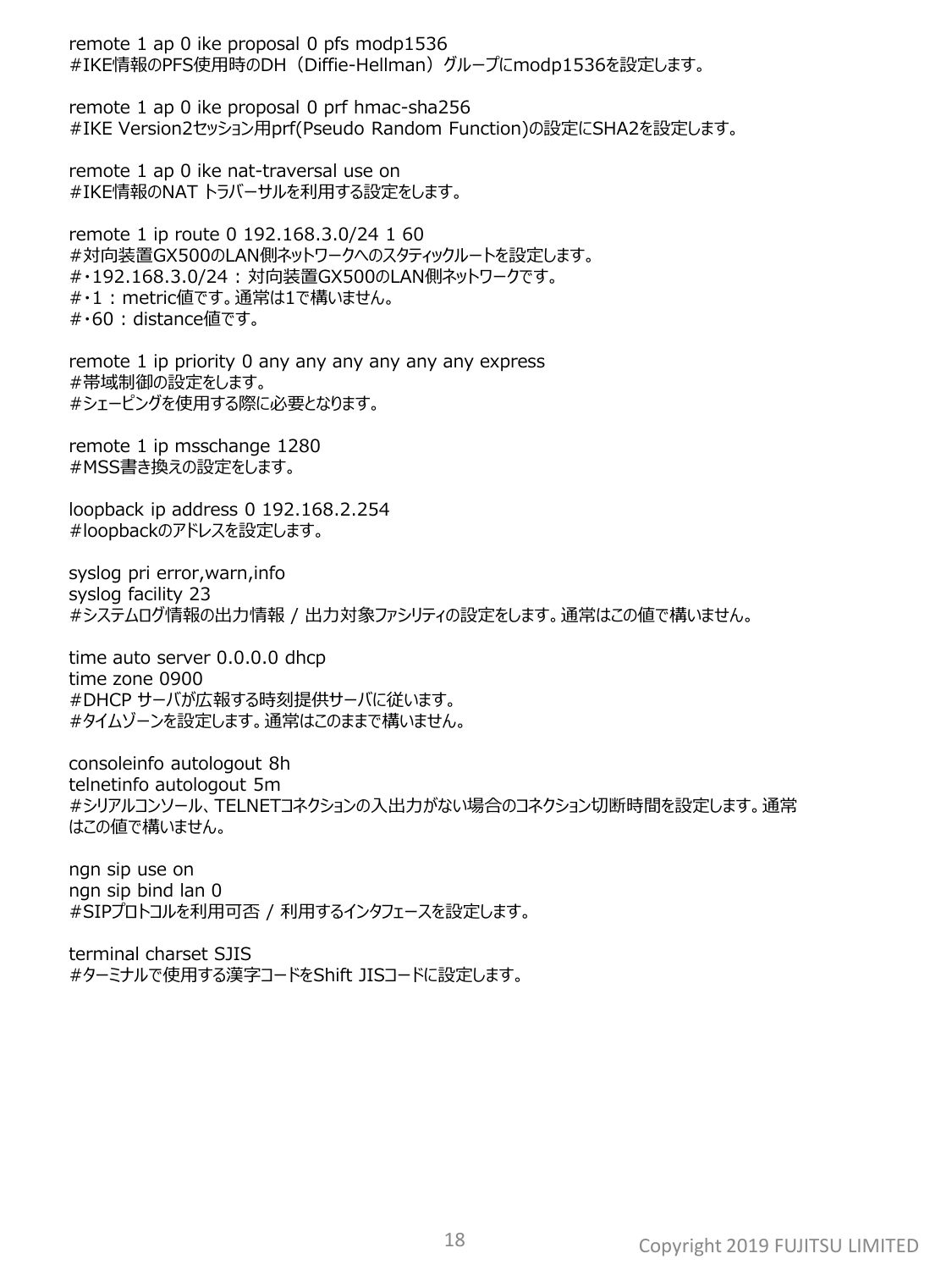remote 1 ap 0 ike proposal 0 pfs modp1536
#IKE情報のPFS使用時のDH（Diffie-Hellman）グループにmodp1536を設定します。

remote 1 ap 0 ike proposal 0 prf hmac-sha256
#IKE Version2セッション用prf(Pseudo Random Function)の設定にSHA2を設定します。

remote 1 ap 0 ike nat-traversal use on
#IKE情報のNAT トラバーサルを利用する設定をします。

remote 1 ip route 0 192.168.3.0/24 1 60
#対向装置GX500のLAN側ネットワークへのスタティックルートを設定します。
#・192.168.3.0/24：対向装置GX500のLAN側ネットワークです。
#・1：metric値です。通常は1で構いません。
#・60：distance値です。

remote 1 ip priority 0 any any any any any any express
#帯域制御の設定をします。
#シェーピングを使用する際に必要となります。

remote 1 ip msschange 1280
#MSS書き換えの設定をします。

loopback ip address 0 192.168.2.254
#loopbackのアドレスを設定します。

syslog pri error,warn,info
syslog facility 23
#システムログ情報の出力情報 / 出力対象ファシリティの設定をします。通常はこの値で構いません。

time auto server 0.0.0.0 dhcp
time zone 0900
#DHCP サーバが広報する時刻提供サーバに従います。
#タイムゾーンを設定します。通常はこのままで構いません。

consoleinfo autologout 8h
telnetinfo autologout 5m
#シリアルコンソール、TELNETコネクションの入出力がない場合のコネクション切断時間を設定します。通常はこの値で構いません。

ngn sip use on
ngn sip bind lan 0
#SIPプロトコルを利用可否 / 利用するインタフェースを設定します。

terminal charset SJIS
#ターミナルで使用する漢字コードをShift JISコードに設定します。

Copyright 2019 FUJITSU LIMITED